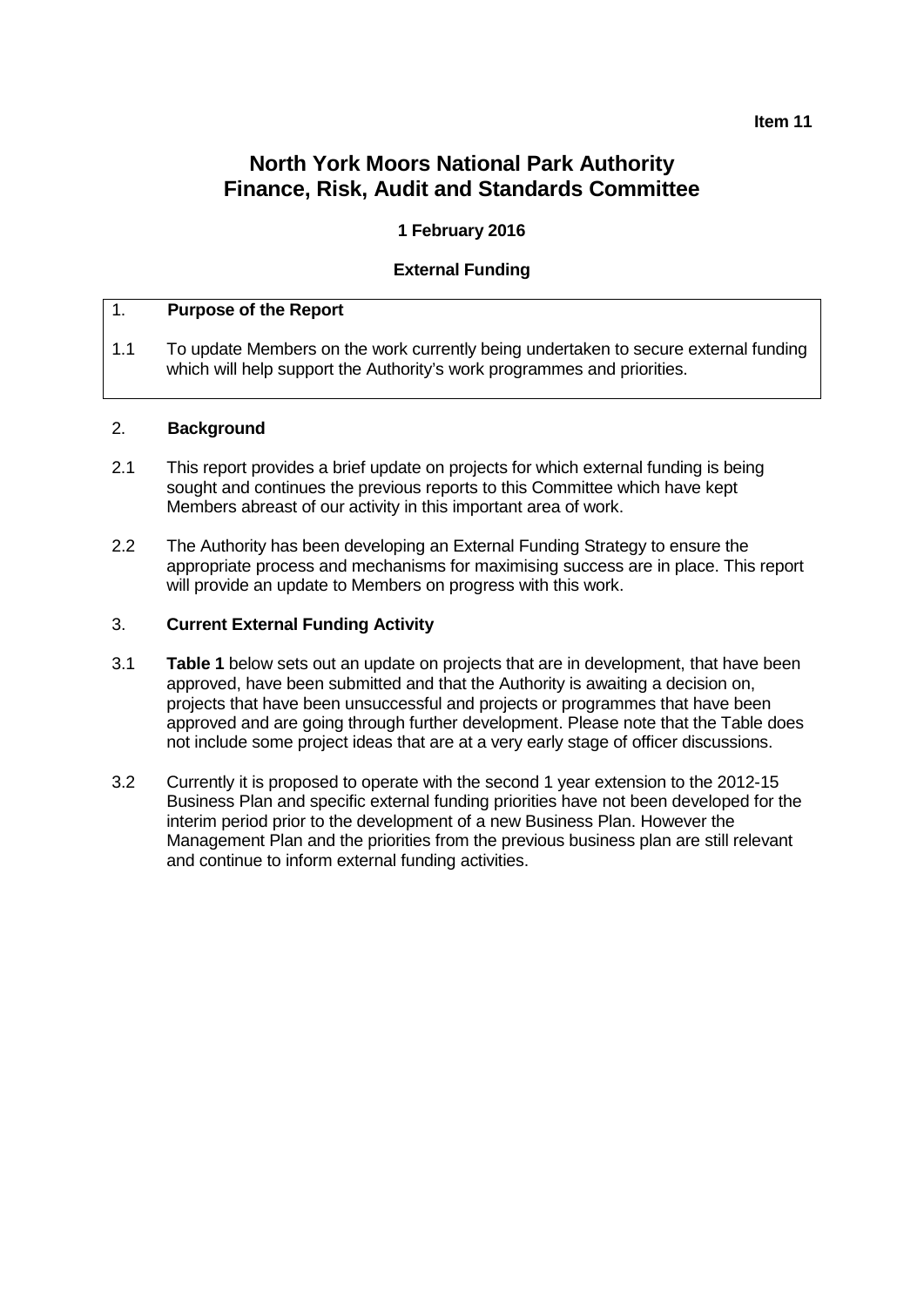**Item 11**

# North York Moors National Park Authority
# Finance, Risk, Audit and Standards Committee

**1 February 2016**

**External Funding**

## 1. Purpose of the Report

1.1 To update Members on the work currently being undertaken to secure external funding which will help support the Authority's work programmes and priorities.

## 2. Background

2.1 This report provides a brief update on projects for which external funding is being sought and continues the previous reports to this Committee which have kept Members abreast of our activity in this important area of work.

2.2 The Authority has been developing an External Funding Strategy to ensure the appropriate process and mechanisms for maximising success are in place. This report will provide an update to Members on progress with this work.

## 3. Current External Funding Activity

3.1 **Table 1** below sets out an update on projects that are in development, that have been approved, have been submitted and that the Authority is awaiting a decision on, projects that have been unsuccessful and projects or programmes that have been approved and are going through further development. Please note that the Table does not include some project ideas that are at a very early stage of officer discussions.

3.2 Currently it is proposed to operate with the second 1 year extension to the 2012-15 Business Plan and specific external funding priorities have not been developed for the interim period prior to the development of a new Business Plan. However the Management Plan and the priorities from the previous business plan are still relevant and continue to inform external funding activities.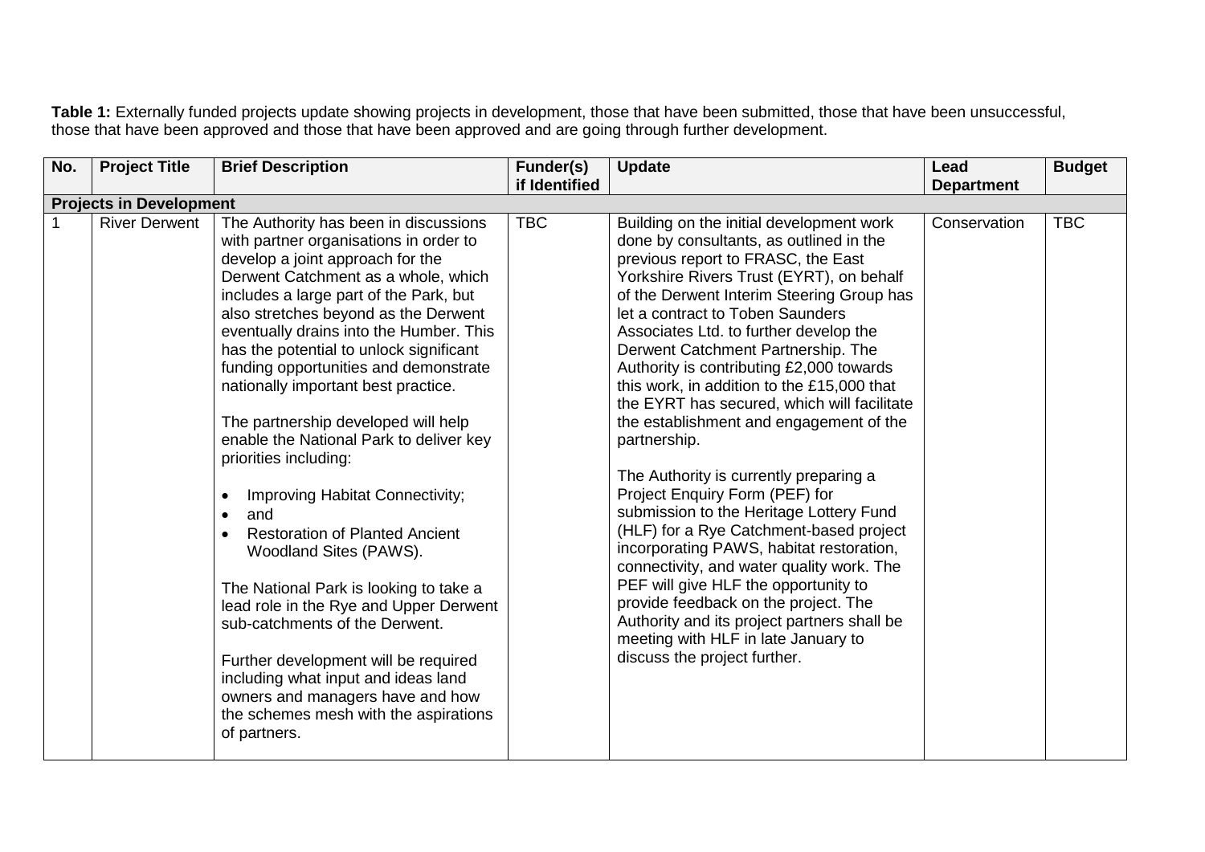**Table 1:** Externally funded projects update showing projects in development, those that have been submitted, those that have been unsuccessful, those that have been approved and those that have been approved and are going through further development.

| No. | Project Title | Brief Description | Funder(s) if Identified | Update | Lead Department | Budget |
|---|---|---|---|---|---|---|
| **Projects in Development** | | | | | | |
| 1 | River Derwent | The Authority has been in discussions with partner organisations in order to develop a joint approach for the Derwent Catchment as a whole, which includes a large part of the Park, but also stretches beyond as the Derwent eventually drains into the Humber. This has the potential to unlock significant funding opportunities and demonstrate nationally important best practice.<br><br>The partnership developed will help enable the National Park to deliver key priorities including:<br><br>• Improving Habitat Connectivity;<br>• and<br>• Restoration of Planted Ancient Woodland Sites (PAWS).<br><br>The National Park is looking to take a lead role in the Rye and Upper Derwent sub-catchments of the Derwent.<br><br>Further development will be required including what input and ideas land owners and managers have and how the schemes mesh with the aspirations of partners. | TBC | Building on the initial development work done by consultants, as outlined in the previous report to FRASC, the East Yorkshire Rivers Trust (EYRT), on behalf of the Derwent Interim Steering Group has let a contract to Toben Saunders Associates Ltd. to further develop the Derwent Catchment Partnership. The Authority is contributing £2,000 towards this work, in addition to the £15,000 that the EYRT has secured, which will facilitate the establishment and engagement of the partnership.<br><br>The Authority is currently preparing a Project Enquiry Form (PEF) for submission to the Heritage Lottery Fund (HLF) for a Rye Catchment-based project incorporating PAWS, habitat restoration, connectivity, and water quality work. The PEF will give HLF the opportunity to provide feedback on the project. The Authority and its project partners shall be meeting with HLF in late January to discuss the project further. | Conservation | TBC |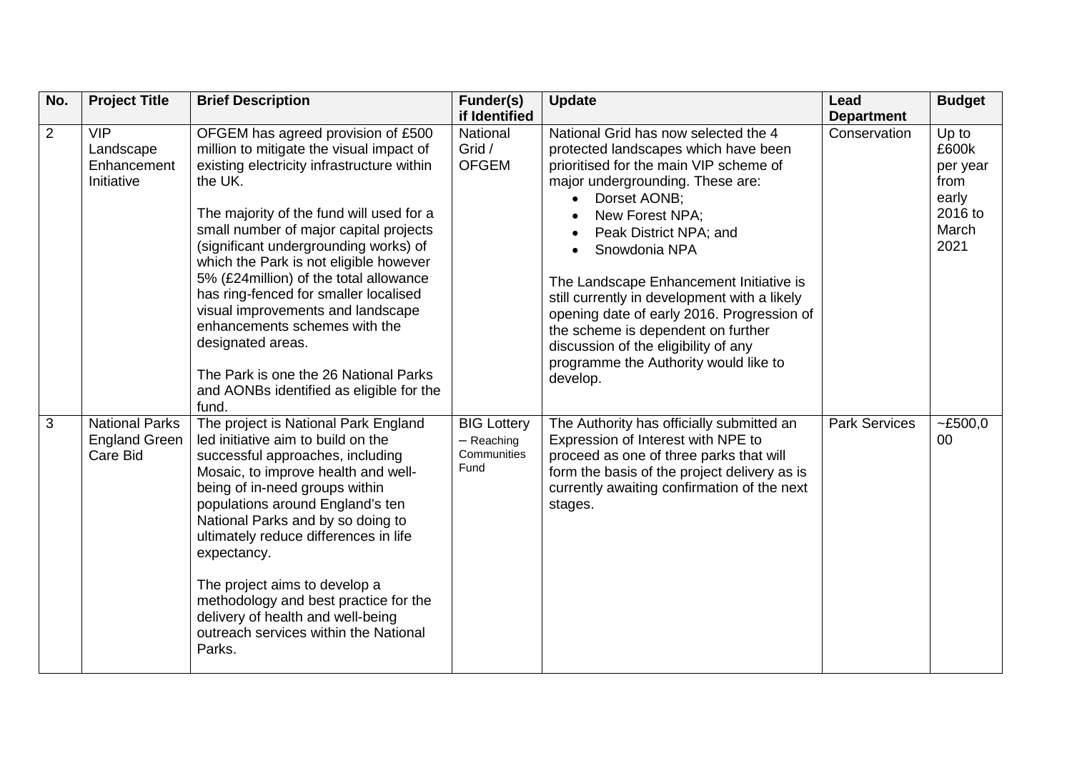| No. | Project Title | Brief Description | Funder(s) if Identified | Update | Lead Department | Budget |
|---|---|---|---|---|---|---|
| 2 | VIP Landscape Enhancement Initiative | OFGEM has agreed provision of £500 million to mitigate the visual impact of existing electricity infrastructure within the UK.<br><br>The majority of the fund will used for a small number of major capital projects (significant undergrounding works) of which the Park is not eligible however 5% (£24million) of the total allowance has ring-fenced for smaller localised visual improvements and landscape enhancements schemes with the designated areas.<br><br>The Park is one the 26 National Parks and AONBs identified as eligible for the fund. | National Grid / OFGEM | National Grid has now selected the 4 protected landscapes which have been prioritised for the main VIP scheme of major undergrounding. These are:<br>• Dorset AONB;<br>• New Forest NPA;<br>• Peak District NPA; and<br>• Snowdonia NPA<br><br>The Landscape Enhancement Initiative is still currently in development with a likely opening date of early 2016. Progression of the scheme is dependent on further discussion of the eligibility of any programme the Authority would like to develop. | Conservation | Up to £600k per year from early 2016 to March 2021 |
| 3 | National Parks England Green Care Bid | The project is National Park England led initiative aim to build on the successful approaches, including Mosaic, to improve health and well-being of in-need groups within populations around England's ten National Parks and by so doing to ultimately reduce differences in life expectancy.<br><br>The project aims to develop a methodology and best practice for the delivery of health and well-being outreach services within the National Parks. | BIG Lottery – Reaching Communities Fund | The Authority has officially submitted an Expression of Interest with NPE to proceed as one of three parks that will form the basis of the project delivery as is currently awaiting confirmation of the next stages. | Park Services | ~£500,000 |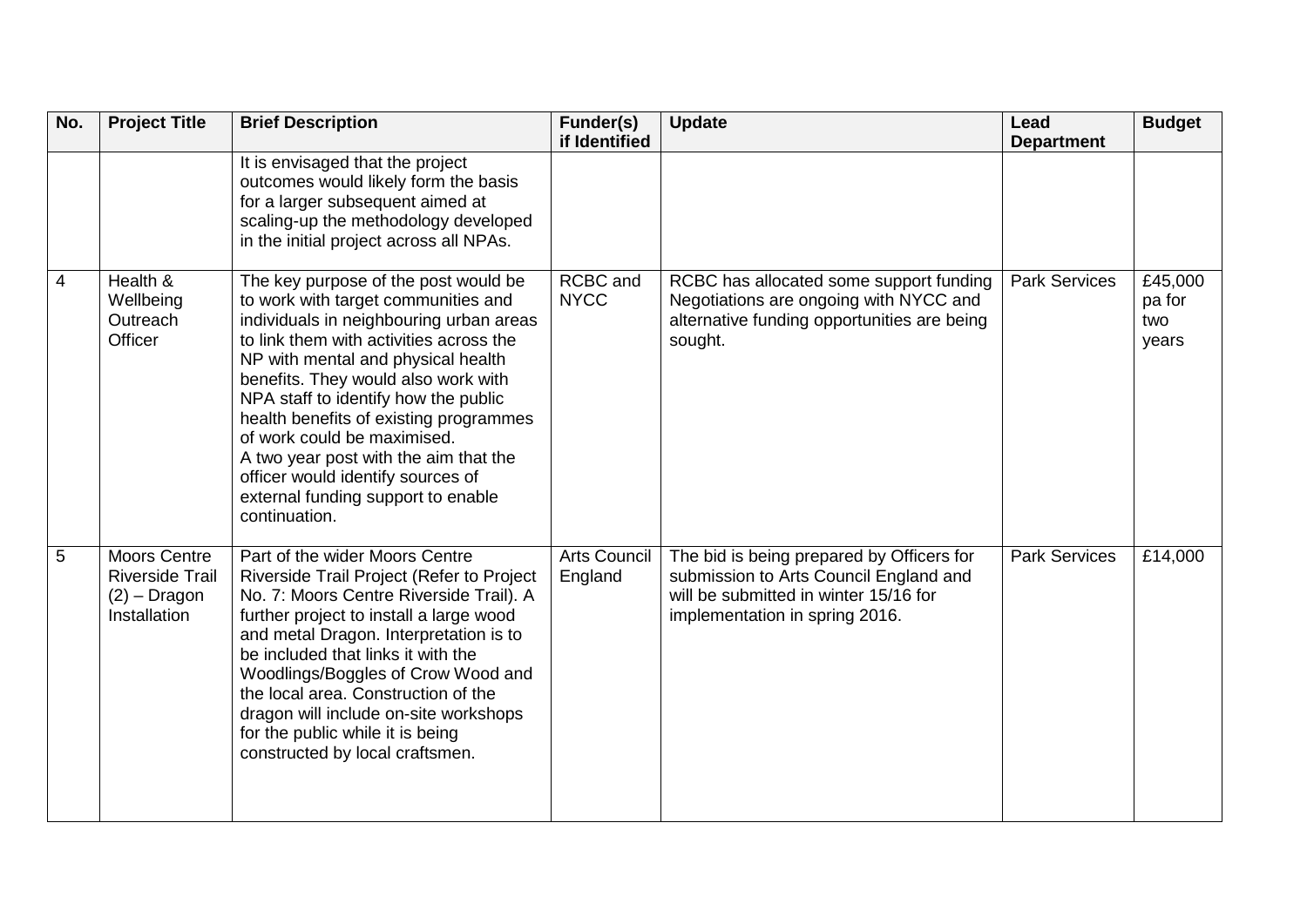| No. | Project Title | Brief Description | Funder(s) if Identified | Update | Lead Department | Budget |
|---|---|---|---|---|---|---|
| | | It is envisaged that the project outcomes would likely form the basis for a larger subsequent aimed at scaling-up the methodology developed in the initial project across all NPAs. | | | | |
| 4 | Health & Wellbeing Outreach Officer | The key purpose of the post would be to work with target communities and individuals in neighbouring urban areas to link them with activities across the NP with mental and physical health benefits. They would also work with NPA staff to identify how the public health benefits of existing programmes of work could be maximised.<br>A two year post with the aim that the officer would identify sources of external funding support to enable continuation. | RCBC and NYCC | RCBC has allocated some support funding Negotiations are ongoing with NYCC and alternative funding opportunities are being sought. | Park Services | £45,000 pa for two years |
| 5 | Moors Centre Riverside Trail (2) – Dragon Installation | Part of the wider Moors Centre Riverside Trail Project (Refer to Project No. 7: Moors Centre Riverside Trail). A further project to install a large wood and metal Dragon. Interpretation is to be included that links it with the Woodlings/Boggles of Crow Wood and the local area. Construction of the dragon will include on-site workshops for the public while it is being constructed by local craftsmen. | Arts Council England | The bid is being prepared by Officers for submission to Arts Council England and will be submitted in winter 15/16 for implementation in spring 2016. | Park Services | £14,000 |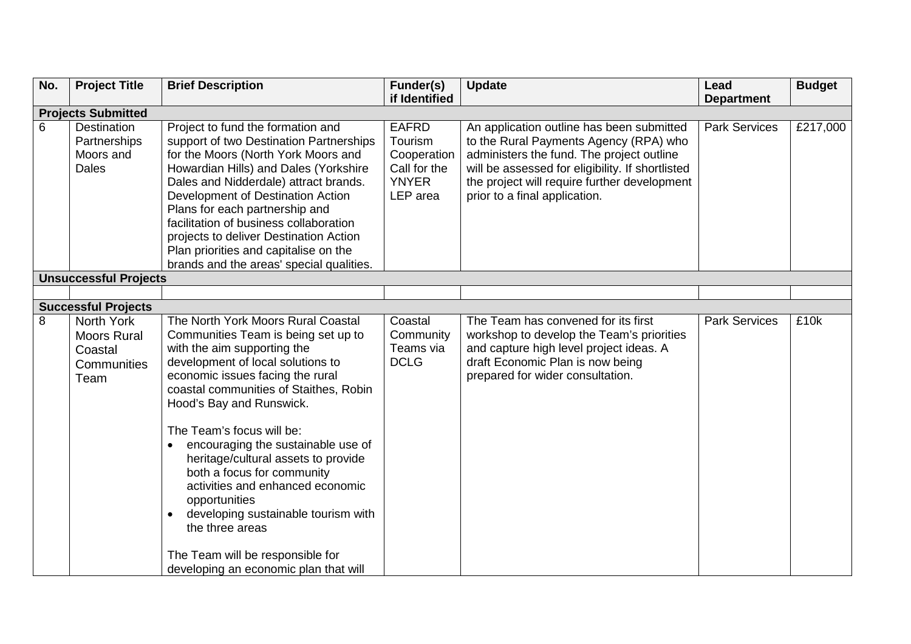| No. | Project Title | Brief Description | Funder(s) if Identified | Update | Lead Department | Budget |
|---|---|---|---|---|---|---|
| **Projects Submitted** | | | | | | |
| 6 | Destination Partnerships Moors and Dales | Project to fund the formation and support of two Destination Partnerships for the Moors (North York Moors and Howardian Hills) and Dales (Yorkshire Dales and Nidderdale) attract brands. Development of Destination Action Plans for each partnership and facilitation of business collaboration projects to deliver Destination Action Plan priorities and capitalise on the brands and the areas' special qualities. | EAFRD Tourism Cooperation Call for the YNYER LEP area | An application outline has been submitted to the Rural Payments Agency (RPA) who administers the fund. The project outline will be assessed for eligibility. If shortlisted the project will require further development prior to a final application. | Park Services | £217,000 |
| **Unsuccessful Projects** | | | | | | |
| | | | | | | |
| **Successful Projects** | | | | | | |
| 8 | North York Moors Rural Coastal Communities Team | The North York Moors Rural Coastal Communities Team is being set up to with the aim supporting the development of local solutions to economic issues facing the rural coastal communities of Staithes, Robin Hood's Bay and Runswick.<br><br>The Team's focus will be:<br>• encouraging the sustainable use of heritage/cultural assets to provide both a focus for community activities and enhanced economic opportunities<br>• developing sustainable tourism with the three areas<br><br>The Team will be responsible for developing an economic plan that will | Coastal Community Teams via DCLG | The Team has convened for its first workshop to develop the Team's priorities and capture high level project ideas. A draft Economic Plan is now being prepared for wider consultation. | Park Services | £10k |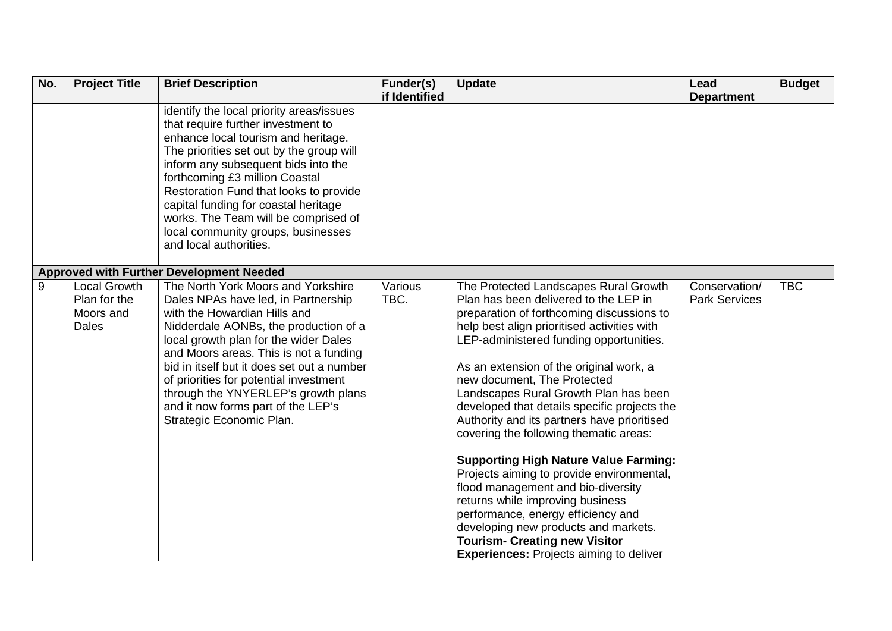| No. | Project Title | Brief Description | Funder(s) if Identified | Update | Lead Department | Budget |
|---|---|---|---|---|---|---|
| | | identify the local priority areas/issues that require further investment to enhance local tourism and heritage. The priorities set out by the group will inform any subsequent bids into the forthcoming £3 million Coastal Restoration Fund that looks to provide capital funding for coastal heritage works. The Team will be comprised of local community groups, businesses and local authorities. | | | | |
| **Approved with Further Development Needed** | | | | | | |
| 9 | Local Growth Plan for the Moors and Dales | The North York Moors and Yorkshire Dales NPAs have led, in Partnership with the Howardian Hills and Nidderdale AONBs, the production of a local growth plan for the wider Dales and Moors areas. This is not a funding bid in itself but it does set out a number of priorities for potential investment through the YNYERLEP's growth plans and it now forms part of the LEP's Strategic Economic Plan. | Various TBC. | The Protected Landscapes Rural Growth Plan has been delivered to the LEP in preparation of forthcoming discussions to help best align prioritised activities with LEP-administered funding opportunities.<br><br>As an extension of the original work, a new document, The Protected Landscapes Rural Growth Plan has been developed that details specific projects the Authority and its partners have prioritised covering the following thematic areas:<br><br>**Supporting High Nature Value Farming:** Projects aiming to provide environmental, flood management and bio-diversity returns while improving business performance, energy efficiency and developing new products and markets.<br>**Tourism- Creating new Visitor Experiences:** Projects aiming to deliver | Conservation/ Park Services | TBC |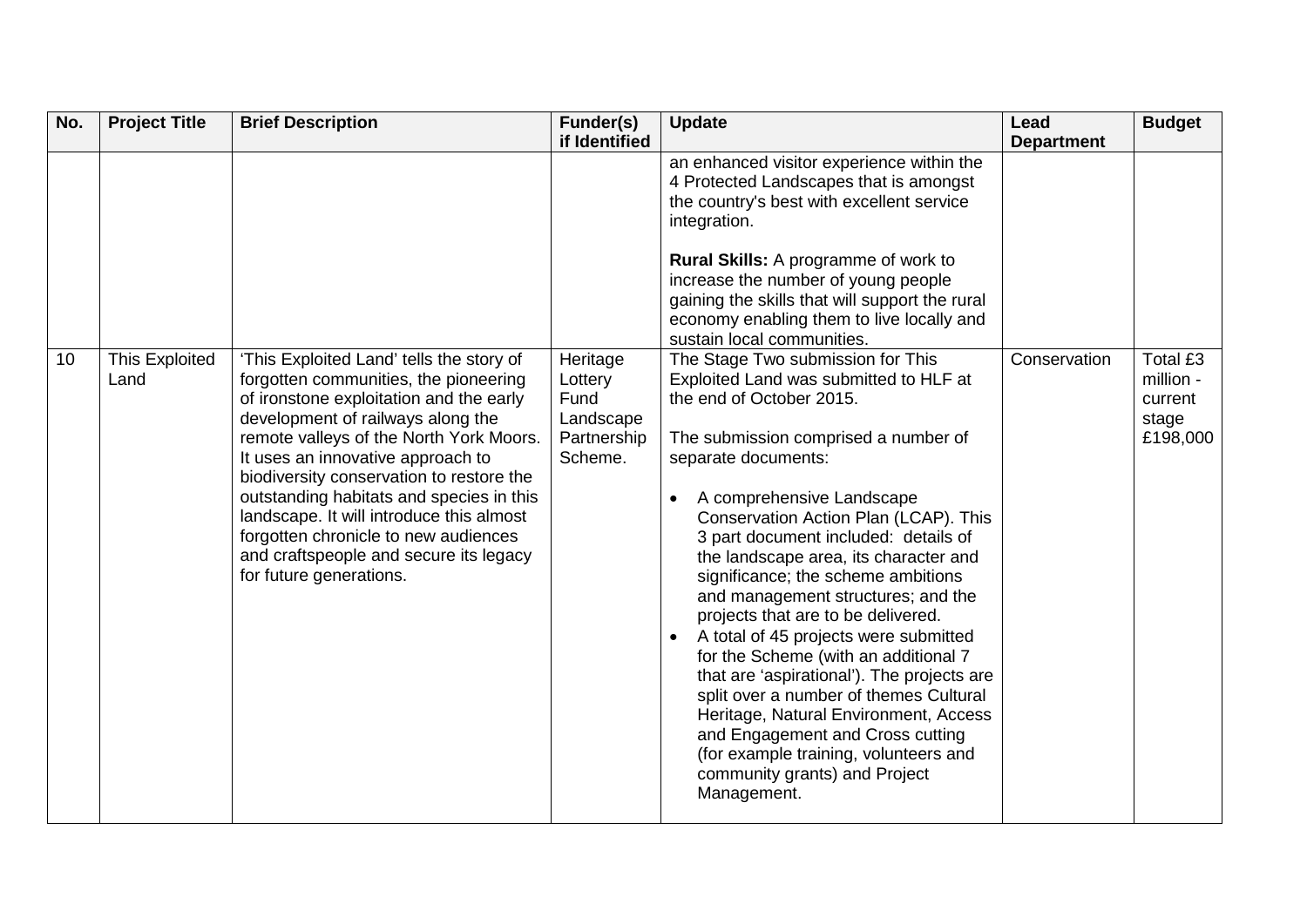| No. | Project Title | Brief Description | Funder(s) if Identified | Update | Lead Department | Budget |
|---|---|---|---|---|---|---|
| | | | | an enhanced visitor experience within the 4 Protected Landscapes that is amongst the country's best with excellent service integration.<br><br>**Rural Skills:** A programme of work to increase the number of young people gaining the skills that will support the rural economy enabling them to live locally and sustain local communities. | | |
| 10 | This Exploited Land | 'This Exploited Land' tells the story of forgotten communities, the pioneering of ironstone exploitation and the early development of railways along the remote valleys of the North York Moors. It uses an innovative approach to biodiversity conservation to restore the outstanding habitats and species in this landscape. It will introduce this almost forgotten chronicle to new audiences and craftspeople and secure its legacy for future generations. | Heritage Lottery Fund Landscape Partnership Scheme. | The Stage Two submission for This Exploited Land was submitted to HLF at the end of October 2015.<br><br>The submission comprised a number of separate documents:<br><br>• A comprehensive Landscape Conservation Action Plan (LCAP). This 3 part document included: details of the landscape area, its character and significance; the scheme ambitions and management structures; and the projects that are to be delivered.<br>• A total of 45 projects were submitted for the Scheme (with an additional 7 that are 'aspirational'). The projects are split over a number of themes Cultural Heritage, Natural Environment, Access and Engagement and Cross cutting (for example training, volunteers and community grants) and Project Management. | Conservation | Total £3 million - current stage £198,000 |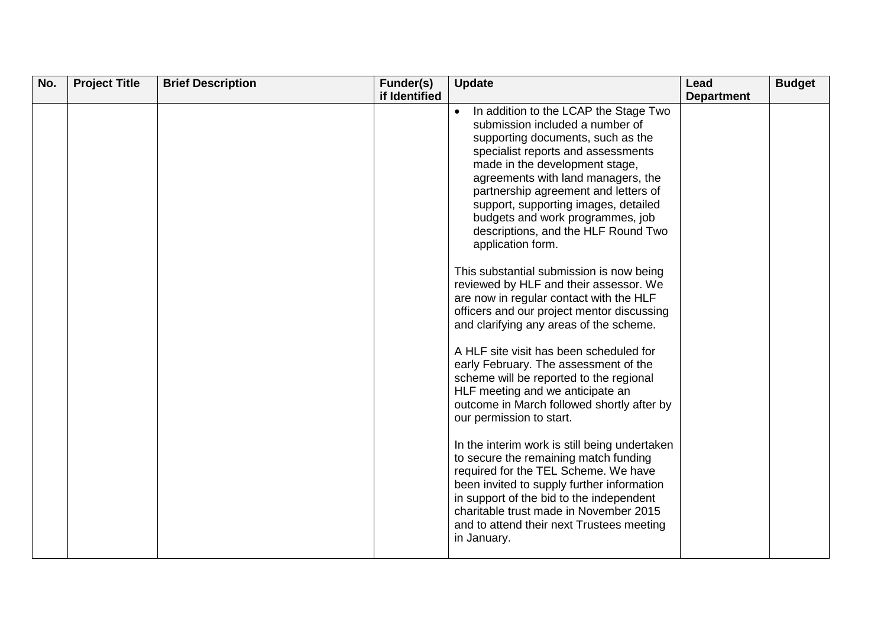| No. | Project Title | Brief Description | Funder(s) if Identified | Update | Lead Department | Budget |
| --- | --- | --- | --- | --- | --- | --- |
| | | | | • In addition to the LCAP the Stage Two submission included a number of supporting documents, such as the specialist reports and assessments made in the development stage, agreements with land managers, the partnership agreement and letters of support, supporting images, detailed budgets and work programmes, job descriptions, and the HLF Round Two application form.<br><br>This substantial submission is now being reviewed by HLF and their assessor. We are now in regular contact with the HLF officers and our project mentor discussing and clarifying any areas of the scheme.<br><br>A HLF site visit has been scheduled for early February. The assessment of the scheme will be reported to the regional HLF meeting and we anticipate an outcome in March followed shortly after by our permission to start.<br><br>In the interim work is still being undertaken to secure the remaining match funding required for the TEL Scheme. We have been invited to supply further information in support of the bid to the independent charitable trust made in November 2015 and to attend their next Trustees meeting in January. | | |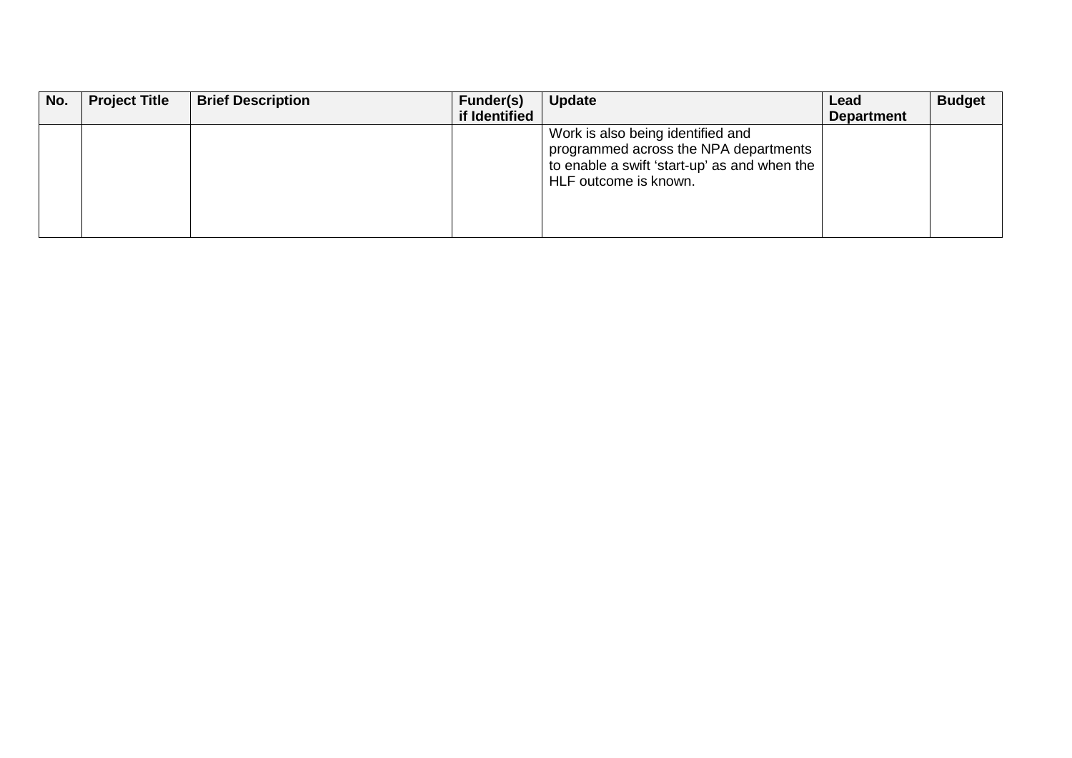| No. | Project Title | Brief Description | Funder(s) if Identified | Update | Lead Department | Budget |
|---|---|---|---|---|---|---|
| | | | | Work is also being identified and programmed across the NPA departments to enable a swift 'start-up' as and when the HLF outcome is known. | | |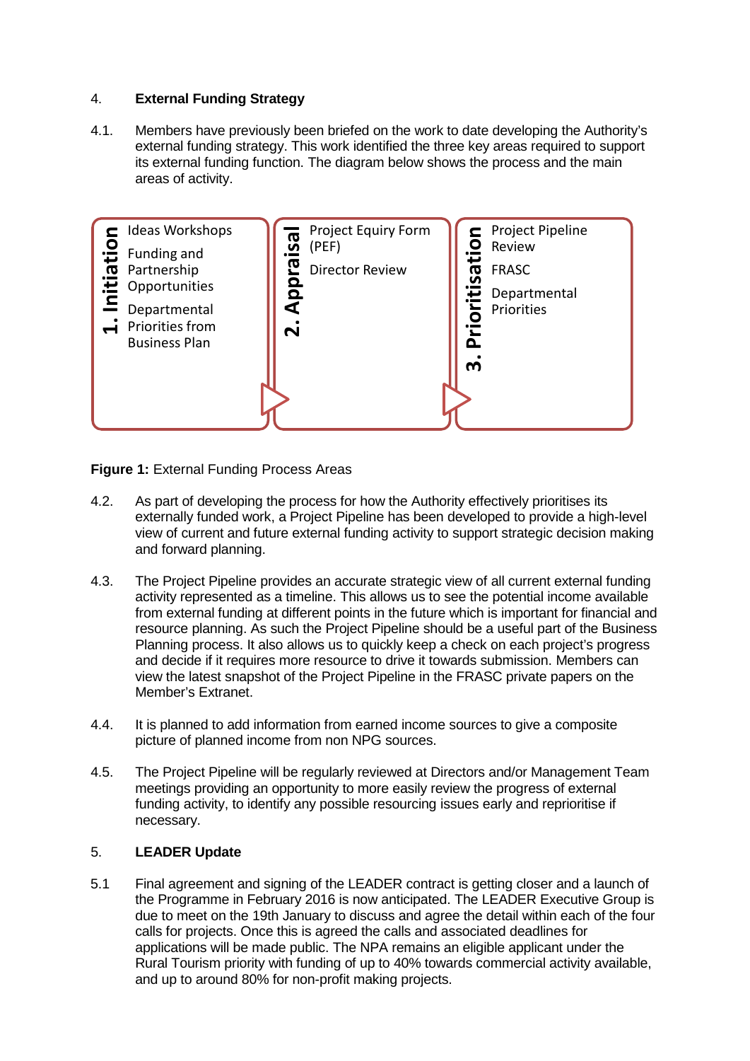## 4. External Funding Strategy

4.1. Members have previously been briefed on the work to date developing the Authority's external funding strategy. This work identified the three key areas required to support its external funding function. The diagram below shows the process and the main areas of activity.

| 1. Initiation | 2. Appraisal | 3. Prioritisation |
| --- | --- | --- |
| Ideas Workshops<br>Funding and Partnership Opportunities<br>Departmental Priorities from Business Plan | Project Equiry Form (PEF)<br>Director Review | Project Pipeline Review<br>FRASC<br>Departmental Priorities |

**Figure 1:** External Funding Process Areas

4.2. As part of developing the process for how the Authority effectively prioritises its externally funded work, a Project Pipeline has been developed to provide a high-level view of current and future external funding activity to support strategic decision making and forward planning.

4.3. The Project Pipeline provides an accurate strategic view of all current external funding activity represented as a timeline. This allows us to see the potential income available from external funding at different points in the future which is important for financial and resource planning. As such the Project Pipeline should be a useful part of the Business Planning process. It also allows us to quickly keep a check on each project's progress and decide if it requires more resource to drive it towards submission. Members can view the latest snapshot of the Project Pipeline in the FRASC private papers on the Member's Extranet.

4.4. It is planned to add information from earned income sources to give a composite picture of planned income from non NPG sources.

4.5. The Project Pipeline will be regularly reviewed at Directors and/or Management Team meetings providing an opportunity to more easily review the progress of external funding activity, to identify any possible resourcing issues early and reprioritise if necessary.

## 5. LEADER Update

5.1 Final agreement and signing of the LEADER contract is getting closer and a launch of the Programme in February 2016 is now anticipated. The LEADER Executive Group is due to meet on the 19th January to discuss and agree the detail within each of the four calls for projects. Once this is agreed the calls and associated deadlines for applications will be made public. The NPA remains an eligible applicant under the Rural Tourism priority with funding of up to 40% towards commercial activity available, and up to around 80% for non-profit making projects.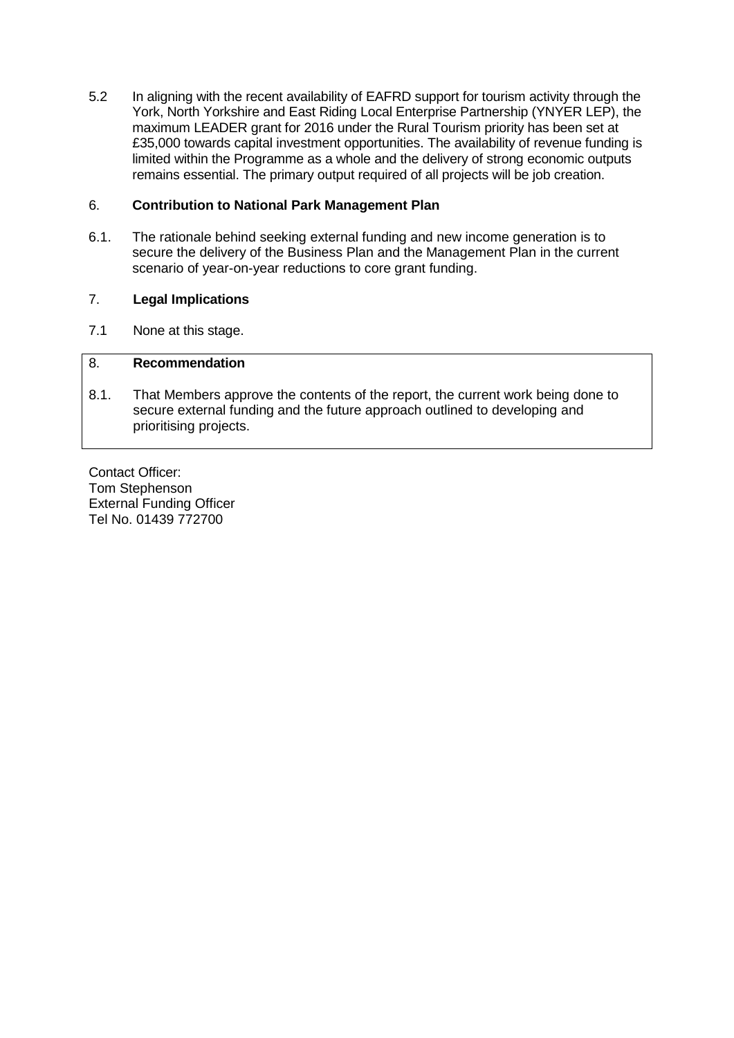5.2 In aligning with the recent availability of EAFRD support for tourism activity through the York, North Yorkshire and East Riding Local Enterprise Partnership (YNYER LEP), the maximum LEADER grant for 2016 under the Rural Tourism priority has been set at £35,000 towards capital investment opportunities. The availability of revenue funding is limited within the Programme as a whole and the delivery of strong economic outputs remains essential. The primary output required of all projects will be job creation.

## 6. Contribution to National Park Management Plan

6.1. The rationale behind seeking external funding and new income generation is to secure the delivery of the Business Plan and the Management Plan in the current scenario of year-on-year reductions to core grant funding.

## 7. Legal Implications

7.1 None at this stage.

## 8. Recommendation

8.1. That Members approve the contents of the report, the current work being done to secure external funding and the future approach outlined to developing and prioritising projects.

Contact Officer:
Tom Stephenson
External Funding Officer
Tel No. 01439 772700